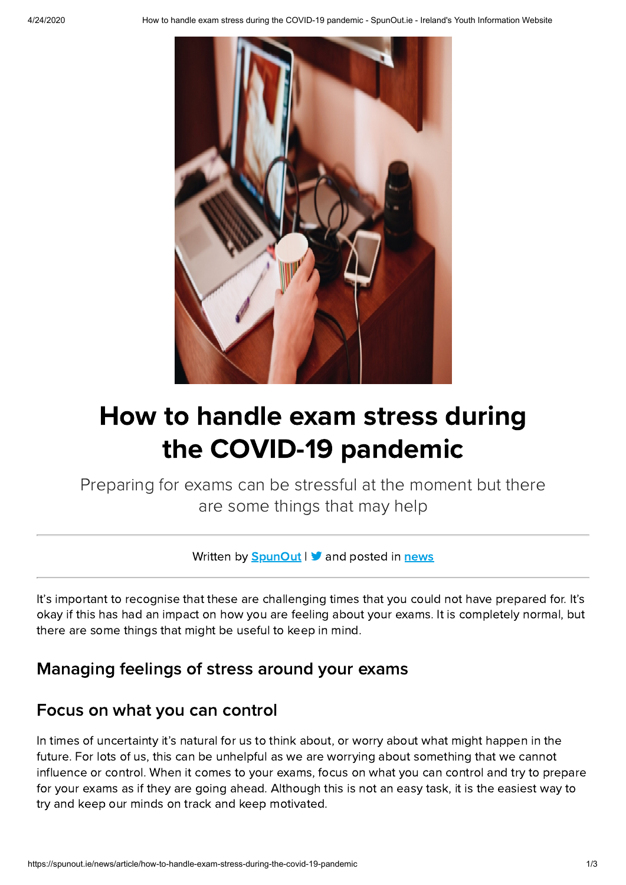# How to handle exam stress during the COVID-19 pandemic

Preparing for exams can be stressful at the moment but there are some things that may help

Written by [SpunOut](#) | and posted in [news](#)

It's important to recognise that these are challenging times that you could not have prepared for. It's okay if this has had an impact on how you are feeling about your exams. It is completely normal, but there are some things that might be useful to keep in mind.

## Managing feelings of stress around your exams

## Focus on what you can control

In times of uncertainty it's natural for us to think about, or worry about what might happen in the future. For lots of us, this can be unhelpful as we are worrying about something that we cannot influence or control. When it comes to your exams, focus on what you can control and try to prepare for your exams as if they are going ahead. Although this is not an easy task, it is the easiest way to try and keep our minds on track and keep motivated.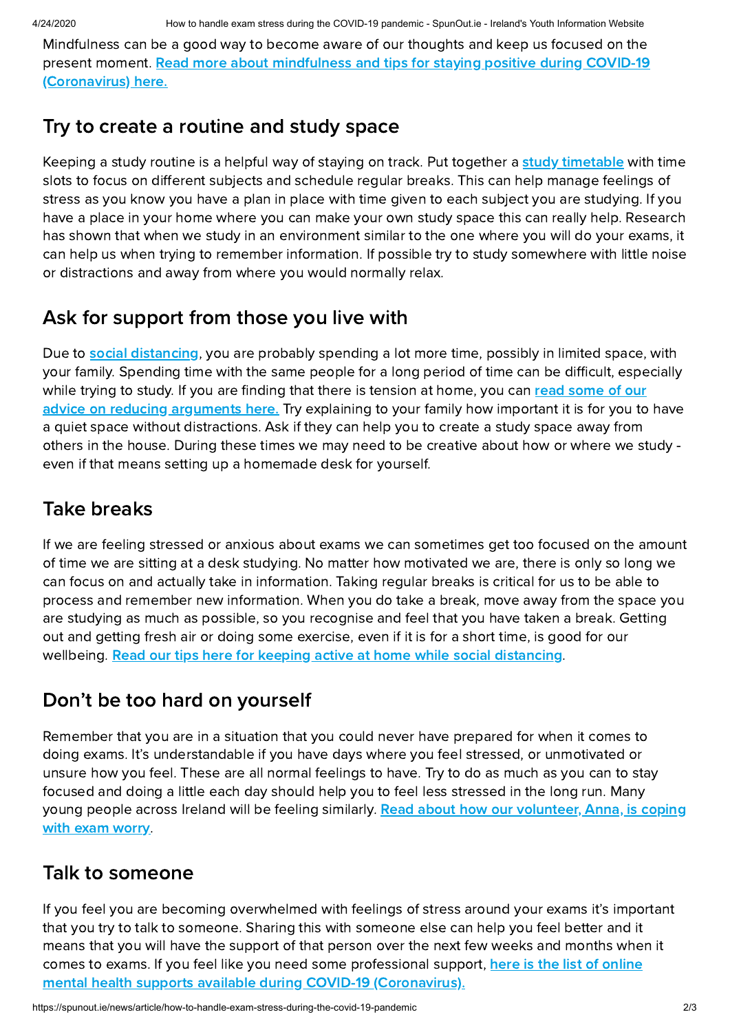Mindfulness can be a good way to become aware of our thoughts and keep us focused on the present moment. **Read more about mindfulness and tips for staying positive during COVID-19 (Coronavirus) here.**

## Try to create a routine and study space

Keeping a study routine is a helpful way of staying on track. Put together a **study timetable** with time slots to focus on different subjects and schedule regular breaks. This can help manage feelings of stress as you know you have a plan in place with time given to each subject you are studying. If you have a place in your home where you can make your own study space this can really help. Research has shown that when we study in an environment similar to the one where you will do your exams, it can help us when trying to remember information. If possible try to study somewhere with little noise or distractions and away from where you would normally relax.

## Ask for support from those you live with

Due to **social distancing**, you are probably spending a lot more time, possibly in limited space, with your family. Spending time with the same people for a long period of time can be difficult, especially while trying to study. If you are finding that there is tension at home, you can **read some of our advice on reducing arguments here.** Try explaining to your family how important it is for you to have a quiet space without distractions. Ask if they can help you to create a study space away from others in the house. During these times we may need to be creative about how or where we study - even if that means setting up a homemade desk for yourself.

## Take breaks

If we are feeling stressed or anxious about exams we can sometimes get too focused on the amount of time we are sitting at a desk studying. No matter how motivated we are, there is only so long we can focus on and actually take in information. Taking regular breaks is critical for us to be able to process and remember new information. When you do take a break, move away from the space you are studying as much as possible, so you recognise and feel that you have taken a break. Getting out and getting fresh air or doing some exercise, even if it is for a short time, is good for our wellbeing. **Read our tips here for keeping active at home while social distancing**.

## Don't be too hard on yourself

Remember that you are in a situation that you could never have prepared for when it comes to doing exams. It's understandable if you have days where you feel stressed, or unmotivated or unsure how you feel. These are all normal feelings to have. Try to do as much as you can to stay focused and doing a little each day should help you to feel less stressed in the long run. Many young people across Ireland will be feeling similarly. **Read about how our volunteer, Anna, is coping with exam worry**.

## Talk to someone

If you feel you are becoming overwhelmed with feelings of stress around your exams it's important that you try to talk to someone. Sharing this with someone else can help you feel better and it means that you will have the support of that person over the next few weeks and months when it comes to exams. If you feel like you need some professional support, **here is the list of online mental health supports available during COVID-19 (Coronavirus).**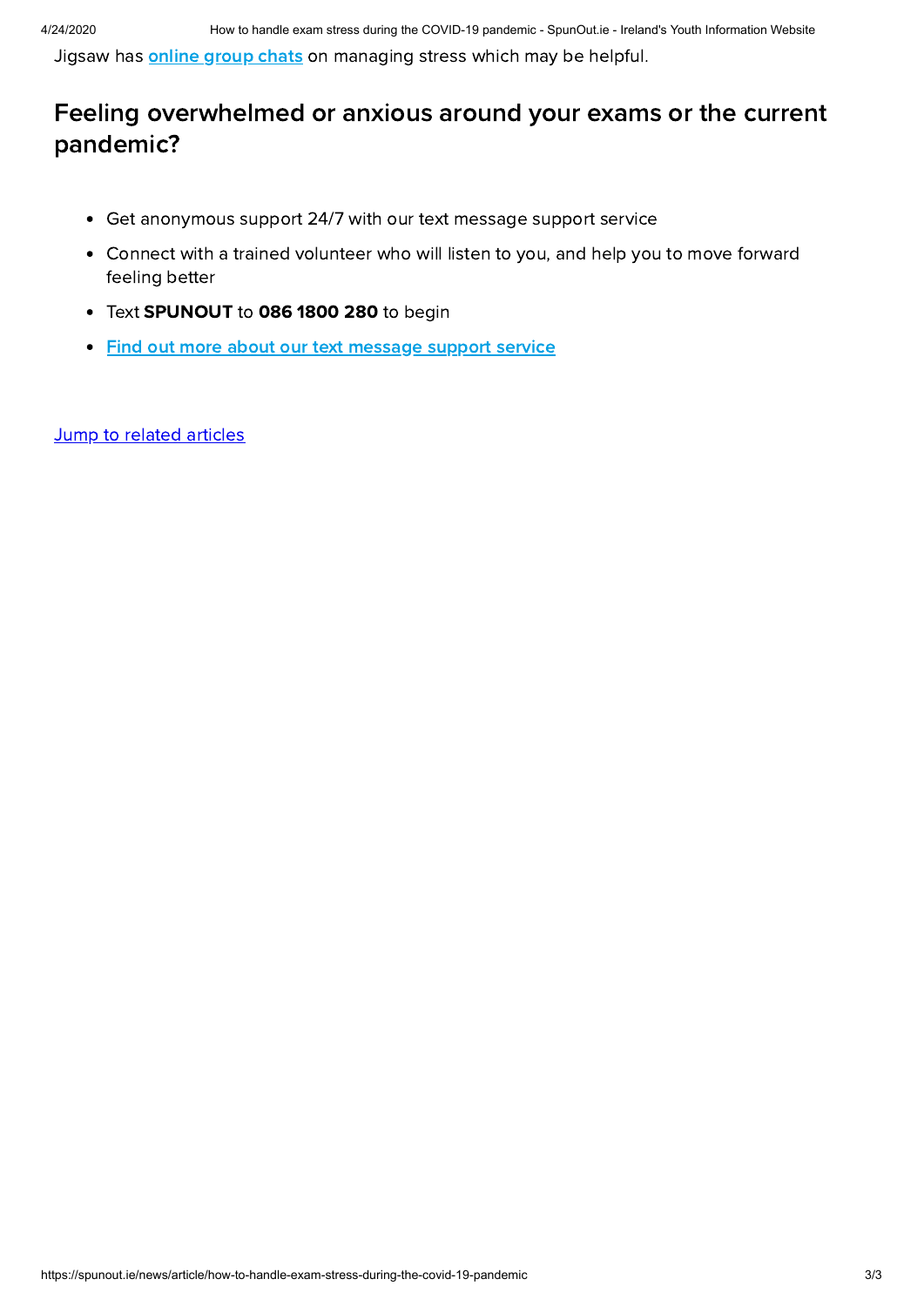Jigsaw has **online group chats** on managing stress which may be helpful.

## Feeling overwhelmed or anxious around your exams or the current pandemic?

- Get anonymous support 24/7 with our text message support service
- Connect with a trained volunteer who will listen to you, and help you to move forward feeling better
- Text **SPUNOUT** to **086 1800 280** to begin
- **Find out more about our text message support service**

Jump to related articles